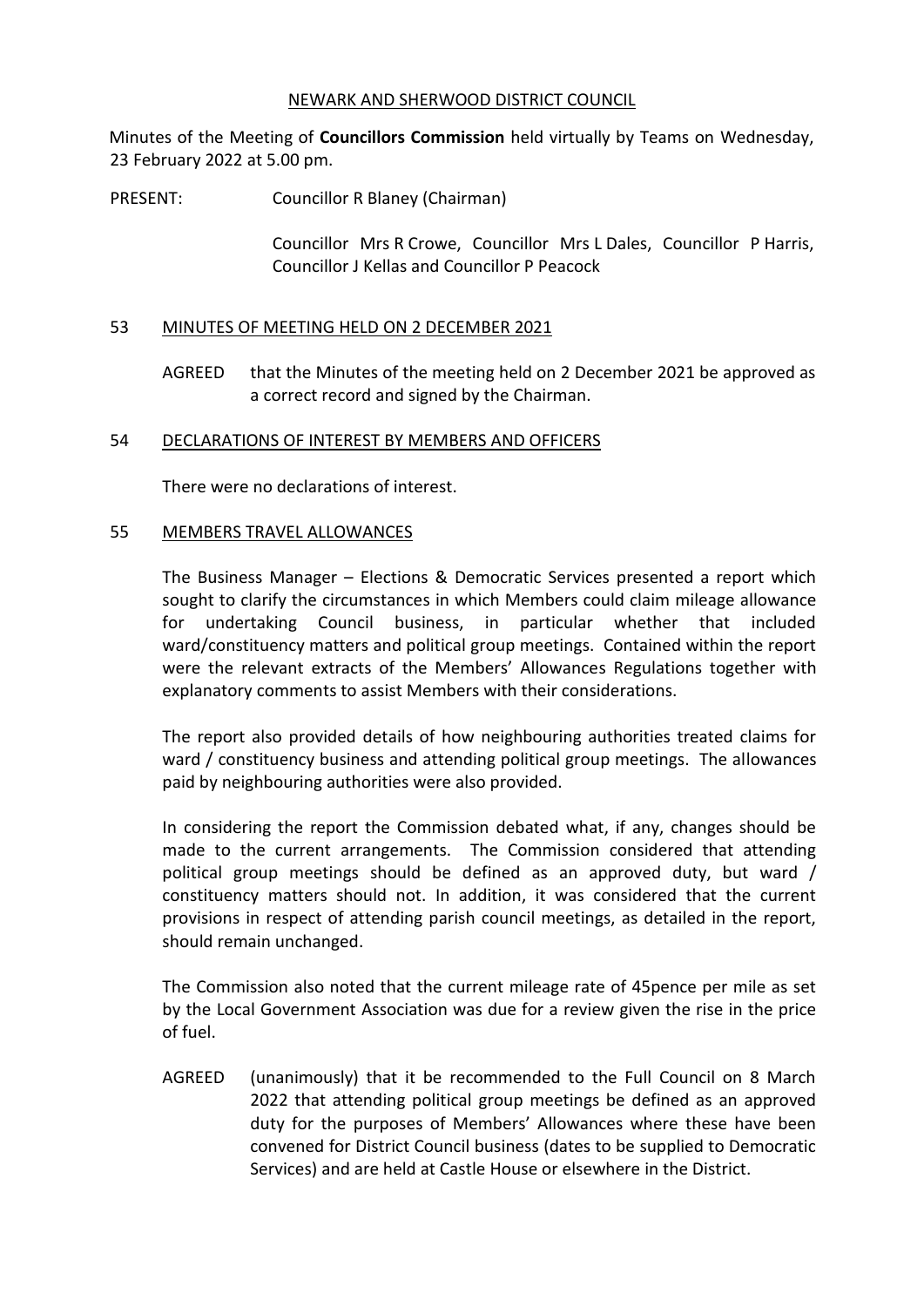NEWARK AND SHERWOOD DISTRICT COUNCIL

Minutes of the Meeting of **Councillors Commission** held virtually by Teams on Wednesday, 23 February 2022 at 5.00 pm.

PRESENT: Councillor R Blaney (Chairman)

Councillor Mrs R Crowe, Councillor Mrs L Dales, Councillor P Harris, Councillor J Kellas and Councillor P Peacock

## 53 MINUTES OF MEETING HELD ON 2 DECEMBER 2021

AGREED that the Minutes of the meeting held on 2 December 2021 be approved as a correct record and signed by the Chairman.

## 54 DECLARATIONS OF INTEREST BY MEMBERS AND OFFICERS

There were no declarations of interest.

## 55 MEMBERS TRAVEL ALLOWANCES

The Business Manager – Elections & Democratic Services presented a report which sought to clarify the circumstances in which Members could claim mileage allowance for undertaking Council business, in particular whether that included ward/constituency matters and political group meetings. Contained within the report were the relevant extracts of the Members' Allowances Regulations together with explanatory comments to assist Members with their considerations.

The report also provided details of how neighbouring authorities treated claims for ward / constituency business and attending political group meetings. The allowances paid by neighbouring authorities were also provided.

In considering the report the Commission debated what, if any, changes should be made to the current arrangements. The Commission considered that attending political group meetings should be defined as an approved duty, but ward / constituency matters should not. In addition, it was considered that the current provisions in respect of attending parish council meetings, as detailed in the report, should remain unchanged.

The Commission also noted that the current mileage rate of 45pence per mile as set by the Local Government Association was due for a review given the rise in the price of fuel.

AGREED (unanimously) that it be recommended to the Full Council on 8 March 2022 that attending political group meetings be defined as an approved duty for the purposes of Members' Allowances where these have been convened for District Council business (dates to be supplied to Democratic Services) and are held at Castle House or elsewhere in the District.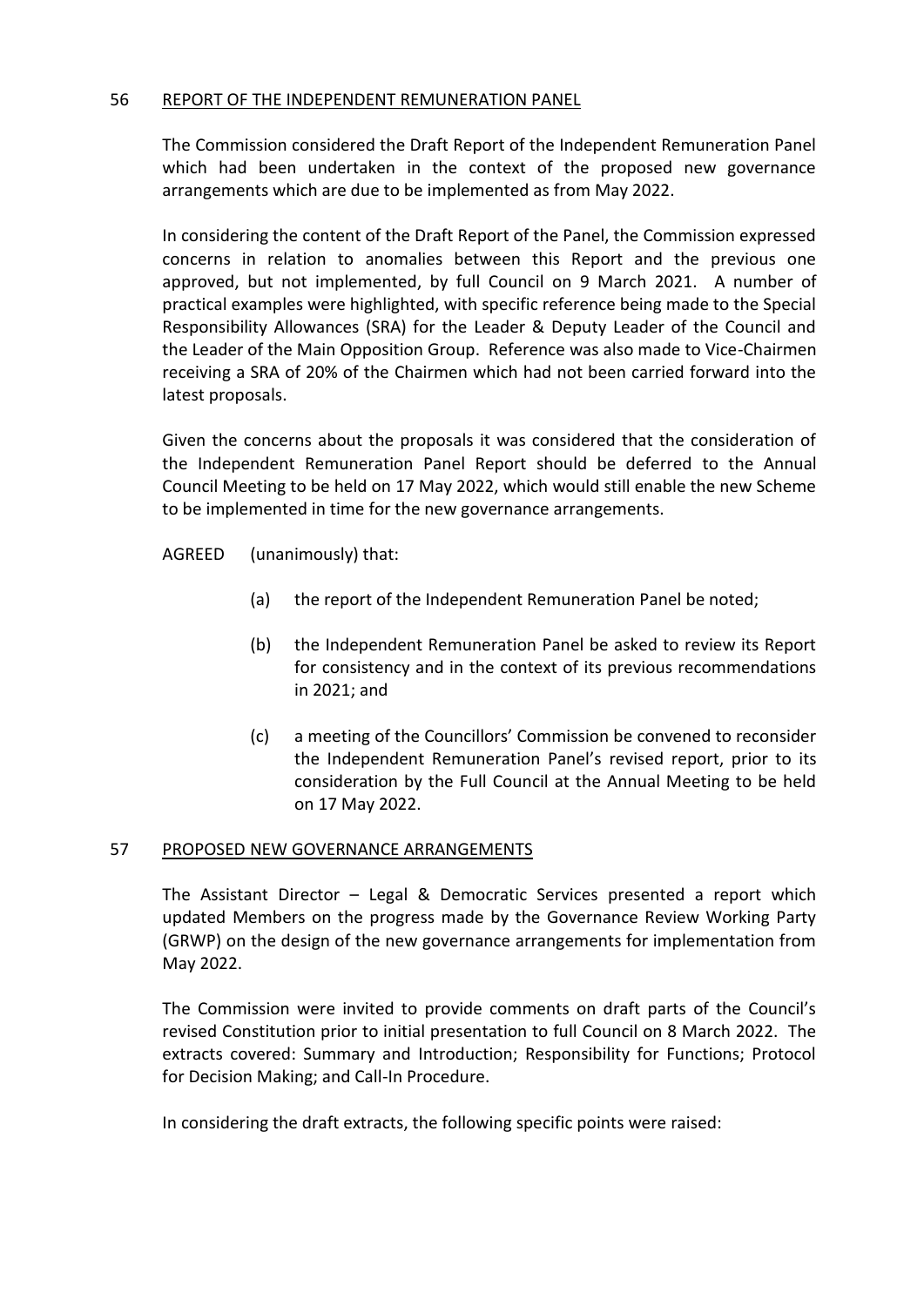## 56 REPORT OF THE INDEPENDENT REMUNERATION PANEL

The Commission considered the Draft Report of the Independent Remuneration Panel which had been undertaken in the context of the proposed new governance arrangements which are due to be implemented as from May 2022.

In considering the content of the Draft Report of the Panel, the Commission expressed concerns in relation to anomalies between this Report and the previous one approved, but not implemented, by full Council on 9 March 2021. A number of practical examples were highlighted, with specific reference being made to the Special Responsibility Allowances (SRA) for the Leader & Deputy Leader of the Council and the Leader of the Main Opposition Group. Reference was also made to Vice-Chairmen receiving a SRA of 20% of the Chairmen which had not been carried forward into the latest proposals.

Given the concerns about the proposals it was considered that the consideration of the Independent Remuneration Panel Report should be deferred to the Annual Council Meeting to be held on 17 May 2022, which would still enable the new Scheme to be implemented in time for the new governance arrangements.

AGREED (unanimously) that:

(a) the report of the Independent Remuneration Panel be noted;

(b) the Independent Remuneration Panel be asked to review its Report for consistency and in the context of its previous recommendations in 2021; and

(c) a meeting of the Councillors' Commission be convened to reconsider the Independent Remuneration Panel's revised report, prior to its consideration by the Full Council at the Annual Meeting to be held on 17 May 2022.

## 57 PROPOSED NEW GOVERNANCE ARRANGEMENTS

The Assistant Director – Legal & Democratic Services presented a report which updated Members on the progress made by the Governance Review Working Party (GRWP) on the design of the new governance arrangements for implementation from May 2022.

The Commission were invited to provide comments on draft parts of the Council's revised Constitution prior to initial presentation to full Council on 8 March 2022. The extracts covered: Summary and Introduction; Responsibility for Functions; Protocol for Decision Making; and Call-In Procedure.

In considering the draft extracts, the following specific points were raised: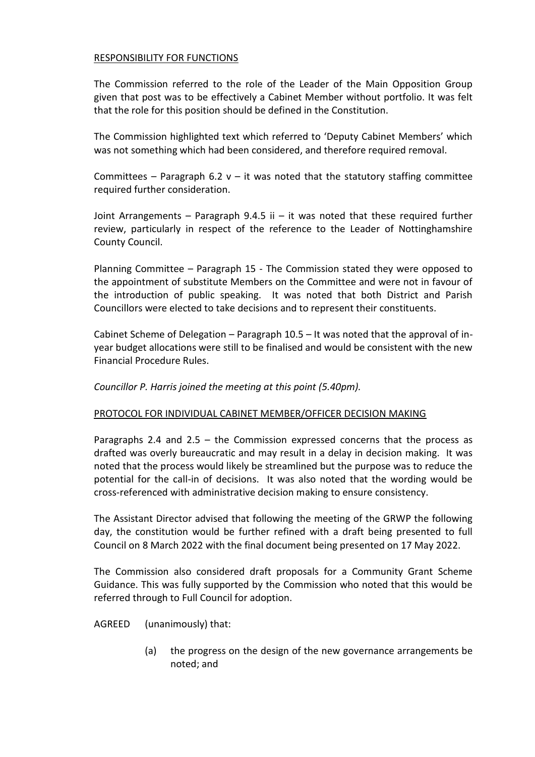RESPONSIBILITY FOR FUNCTIONS

The Commission referred to the role of the Leader of the Main Opposition Group given that post was to be effectively a Cabinet Member without portfolio. It was felt that the role for this position should be defined in the Constitution.

The Commission highlighted text which referred to 'Deputy Cabinet Members' which was not something which had been considered, and therefore required removal.

Committees – Paragraph 6.2 v – it was noted that the statutory staffing committee required further consideration.

Joint Arrangements – Paragraph 9.4.5 ii – it was noted that these required further review, particularly in respect of the reference to the Leader of Nottinghamshire County Council.

Planning Committee – Paragraph 15 - The Commission stated they were opposed to the appointment of substitute Members on the Committee and were not in favour of the introduction of public speaking. It was noted that both District and Parish Councillors were elected to take decisions and to represent their constituents.

Cabinet Scheme of Delegation – Paragraph 10.5 – It was noted that the approval of in-year budget allocations were still to be finalised and would be consistent with the new Financial Procedure Rules.

*Councillor P. Harris joined the meeting at this point (5.40pm).*

PROTOCOL FOR INDIVIDUAL CABINET MEMBER/OFFICER DECISION MAKING

Paragraphs 2.4 and 2.5 – the Commission expressed concerns that the process as drafted was overly bureaucratic and may result in a delay in decision making. It was noted that the process would likely be streamlined but the purpose was to reduce the potential for the call-in of decisions. It was also noted that the wording would be cross-referenced with administrative decision making to ensure consistency.

The Assistant Director advised that following the meeting of the GRWP the following day, the constitution would be further refined with a draft being presented to full Council on 8 March 2022 with the final document being presented on 17 May 2022.

The Commission also considered draft proposals for a Community Grant Scheme Guidance. This was fully supported by the Commission who noted that this would be referred through to Full Council for adoption.

AGREED (unanimously) that:

(a) the progress on the design of the new governance arrangements be noted; and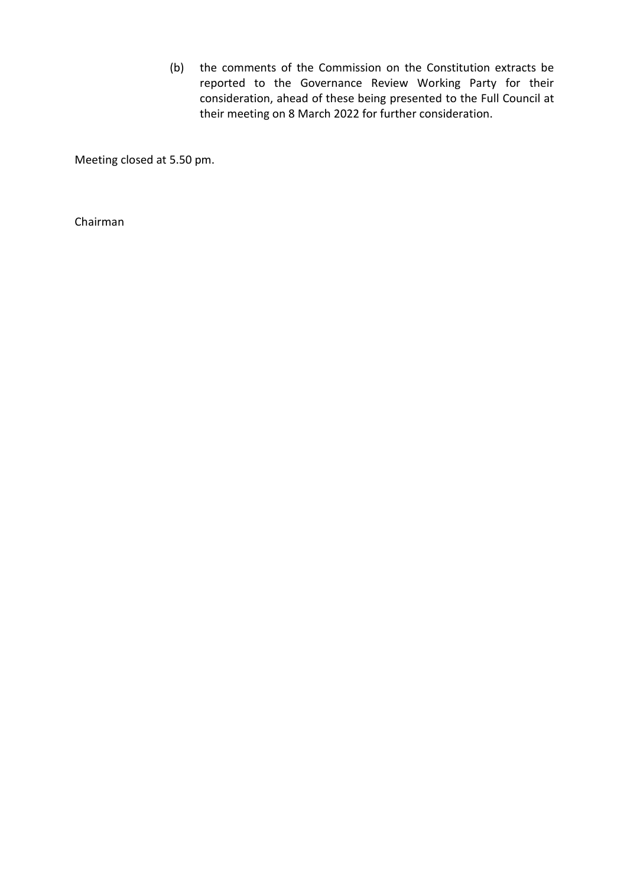(b) the comments of the Commission on the Constitution extracts be reported to the Governance Review Working Party for their consideration, ahead of these being presented to the Full Council at their meeting on 8 March 2022 for further consideration.

Meeting closed at 5.50 pm.

Chairman